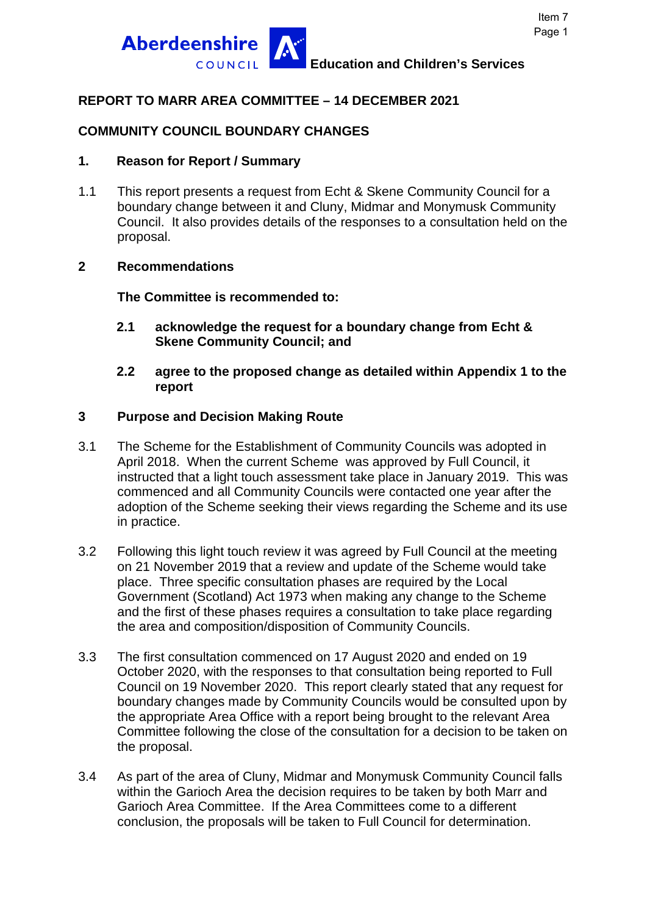Aberdeenshire COUNCIL **Education and Children's Services**

## REPORT TO MARR AREA COMMITTEE – 14 DECEMBER 2021

## COMMUNITY COUNCIL BOUNDARY CHANGES

### 1. Reason for Report / Summary

1.1 This report presents a request from Echt & Skene Community Council for a boundary change between it and Cluny, Midmar and Monymusk Community Council. It also provides details of the responses to a consultation held on the proposal.

### 2 Recommendations

**The Committee is recommended to:**

**2.1 acknowledge the request for a boundary change from Echt & Skene Community Council; and**

**2.2 agree to the proposed change as detailed within Appendix 1 to the report**

### 3 Purpose and Decision Making Route

3.1 The Scheme for the Establishment of Community Councils was adopted in April 2018. When the current Scheme was approved by Full Council, it instructed that a light touch assessment take place in January 2019. This was commenced and all Community Councils were contacted one year after the adoption of the Scheme seeking their views regarding the Scheme and its use in practice.

3.2 Following this light touch review it was agreed by Full Council at the meeting on 21 November 2019 that a review and update of the Scheme would take place. Three specific consultation phases are required by the Local Government (Scotland) Act 1973 when making any change to the Scheme and the first of these phases requires a consultation to take place regarding the area and composition/disposition of Community Councils.

3.3 The first consultation commenced on 17 August 2020 and ended on 19 October 2020, with the responses to that consultation being reported to Full Council on 19 November 2020. This report clearly stated that any request for boundary changes made by Community Councils would be consulted upon by the appropriate Area Office with a report being brought to the relevant Area Committee following the close of the consultation for a decision to be taken on the proposal.

3.4 As part of the area of Cluny, Midmar and Monymusk Community Council falls within the Garioch Area the decision requires to be taken by both Marr and Garioch Area Committee. If the Area Committees come to a different conclusion, the proposals will be taken to Full Council for determination.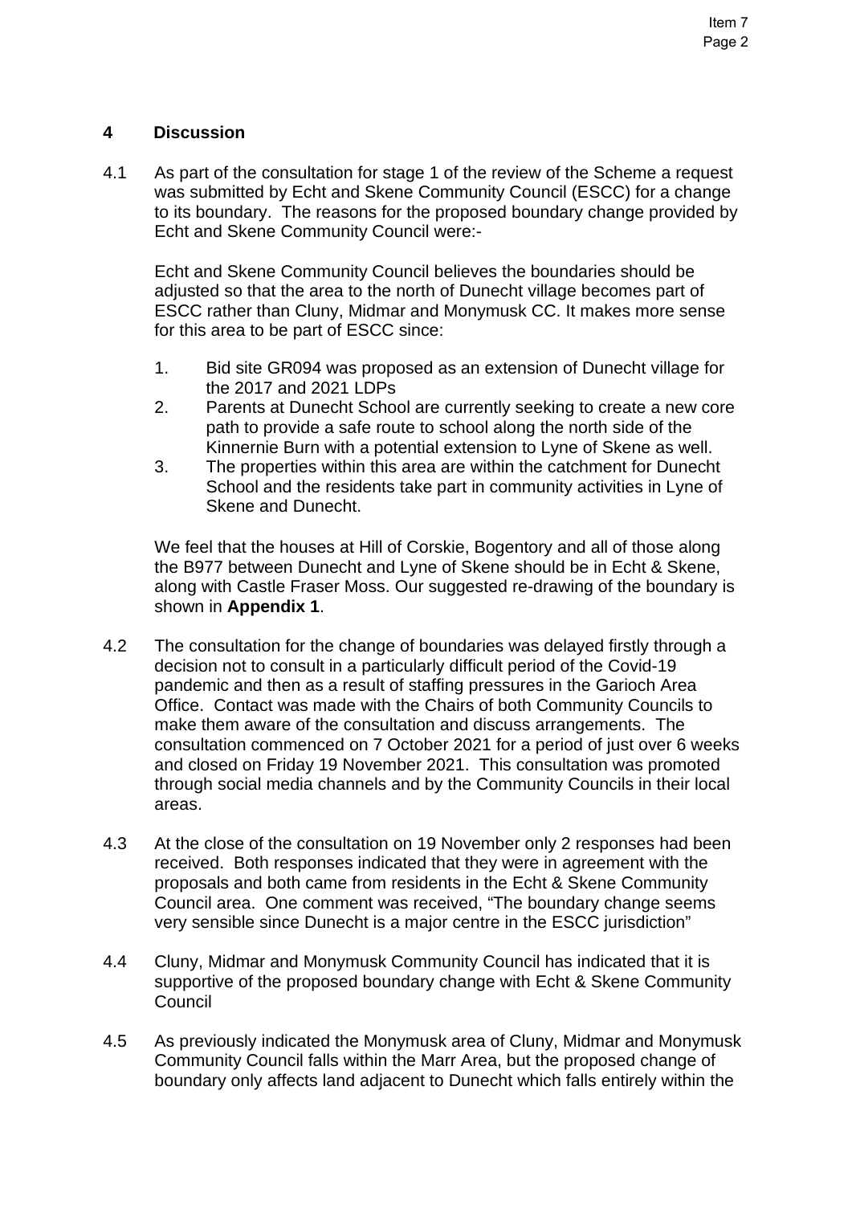## 4 Discussion

4.1 As part of the consultation for stage 1 of the review of the Scheme a request was submitted by Echt and Skene Community Council (ESCC) for a change to its boundary. The reasons for the proposed boundary change provided by Echt and Skene Community Council were:-

Echt and Skene Community Council believes the boundaries should be adjusted so that the area to the north of Dunecht village becomes part of ESCC rather than Cluny, Midmar and Monymusk CC. It makes more sense for this area to be part of ESCC since:

1. Bid site GR094 was proposed as an extension of Dunecht village for the 2017 and 2021 LDPs
2. Parents at Dunecht School are currently seeking to create a new core path to provide a safe route to school along the north side of the Kinnernie Burn with a potential extension to Lyne of Skene as well.
3. The properties within this area are within the catchment for Dunecht School and the residents take part in community activities in Lyne of Skene and Dunecht.

We feel that the houses at Hill of Corskie, Bogentory and all of those along the B977 between Dunecht and Lyne of Skene should be in Echt & Skene, along with Castle Fraser Moss. Our suggested re-drawing of the boundary is shown in **Appendix 1**.

4.2 The consultation for the change of boundaries was delayed firstly through a decision not to consult in a particularly difficult period of the Covid-19 pandemic and then as a result of staffing pressures in the Garioch Area Office. Contact was made with the Chairs of both Community Councils to make them aware of the consultation and discuss arrangements. The consultation commenced on 7 October 2021 for a period of just over 6 weeks and closed on Friday 19 November 2021. This consultation was promoted through social media channels and by the Community Councils in their local areas.

4.3 At the close of the consultation on 19 November only 2 responses had been received. Both responses indicated that they were in agreement with the proposals and both came from residents in the Echt & Skene Community Council area. One comment was received, "The boundary change seems very sensible since Dunecht is a major centre in the ESCC jurisdiction"

4.4 Cluny, Midmar and Monymusk Community Council has indicated that it is supportive of the proposed boundary change with Echt & Skene Community Council

4.5 As previously indicated the Monymusk area of Cluny, Midmar and Monymusk Community Council falls within the Marr Area, but the proposed change of boundary only affects land adjacent to Dunecht which falls entirely within the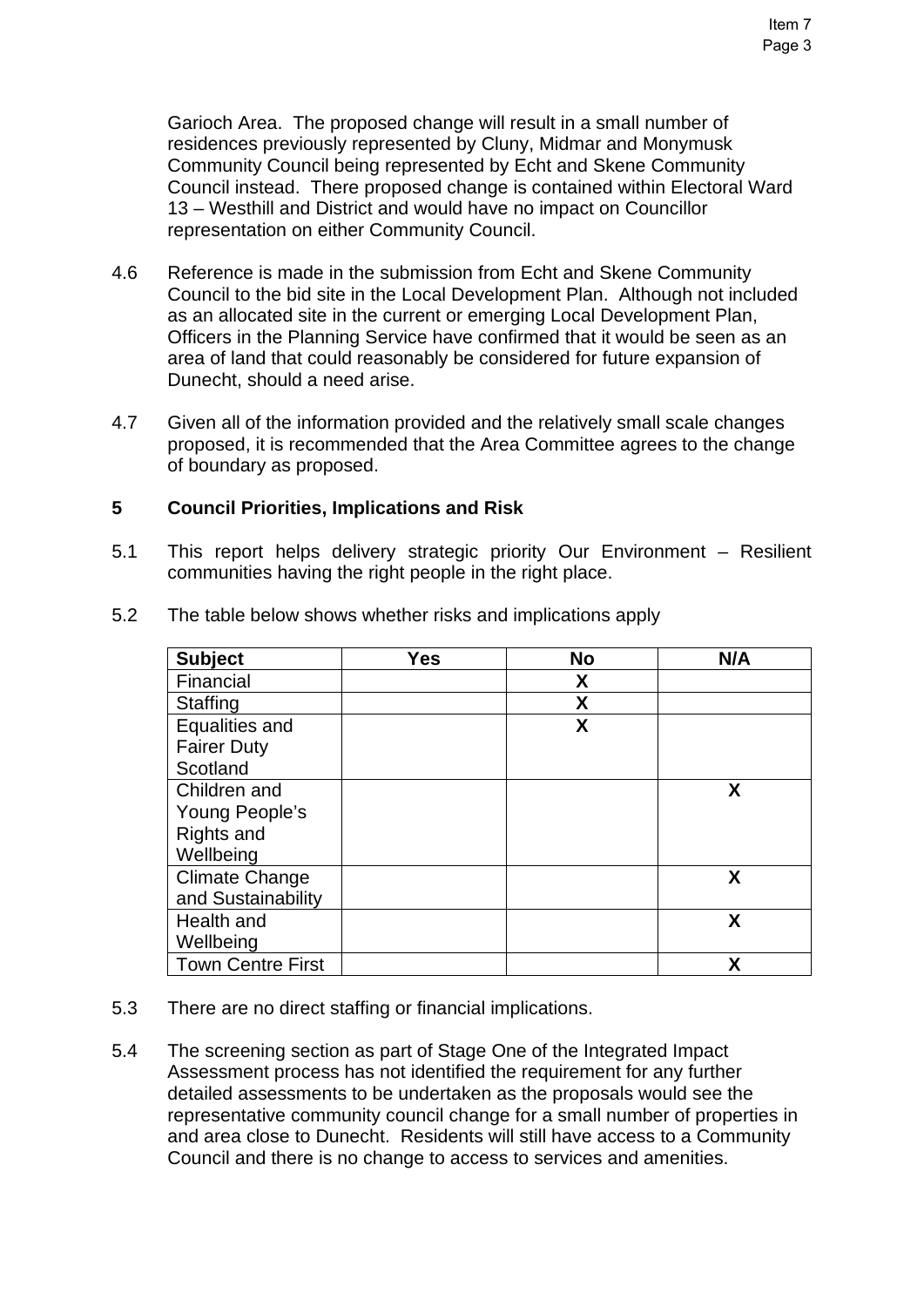Garioch Area. The proposed change will result in a small number of residences previously represented by Cluny, Midmar and Monymusk Community Council being represented by Echt and Skene Community Council instead. There proposed change is contained within Electoral Ward 13 – Westhill and District and would have no impact on Councillor representation on either Community Council.

4.6 Reference is made in the submission from Echt and Skene Community Council to the bid site in the Local Development Plan. Although not included as an allocated site in the current or emerging Local Development Plan, Officers in the Planning Service have confirmed that it would be seen as an area of land that could reasonably be considered for future expansion of Dunecht, should a need arise.

4.7 Given all of the information provided and the relatively small scale changes proposed, it is recommended that the Area Committee agrees to the change of boundary as proposed.

## 5 Council Priorities, Implications and Risk

5.1 This report helps delivery strategic priority Our Environment – Resilient communities having the right people in the right place.

5.2 The table below shows whether risks and implications apply

| Subject | Yes | No | N/A |
|---|---|---|---|
| Financial | | X | |
| Staffing | | X | |
| Equalities and Fairer Duty Scotland | | X | |
| Children and Young People's Rights and Wellbeing | | | X |
| Climate Change and Sustainability | | | X |
| Health and Wellbeing | | | X |
| Town Centre First | | | X |

5.3 There are no direct staffing or financial implications.

5.4 The screening section as part of Stage One of the Integrated Impact Assessment process has not identified the requirement for any further detailed assessments to be undertaken as the proposals would see the representative community council change for a small number of properties in and area close to Dunecht. Residents will still have access to a Community Council and there is no change to access to services and amenities.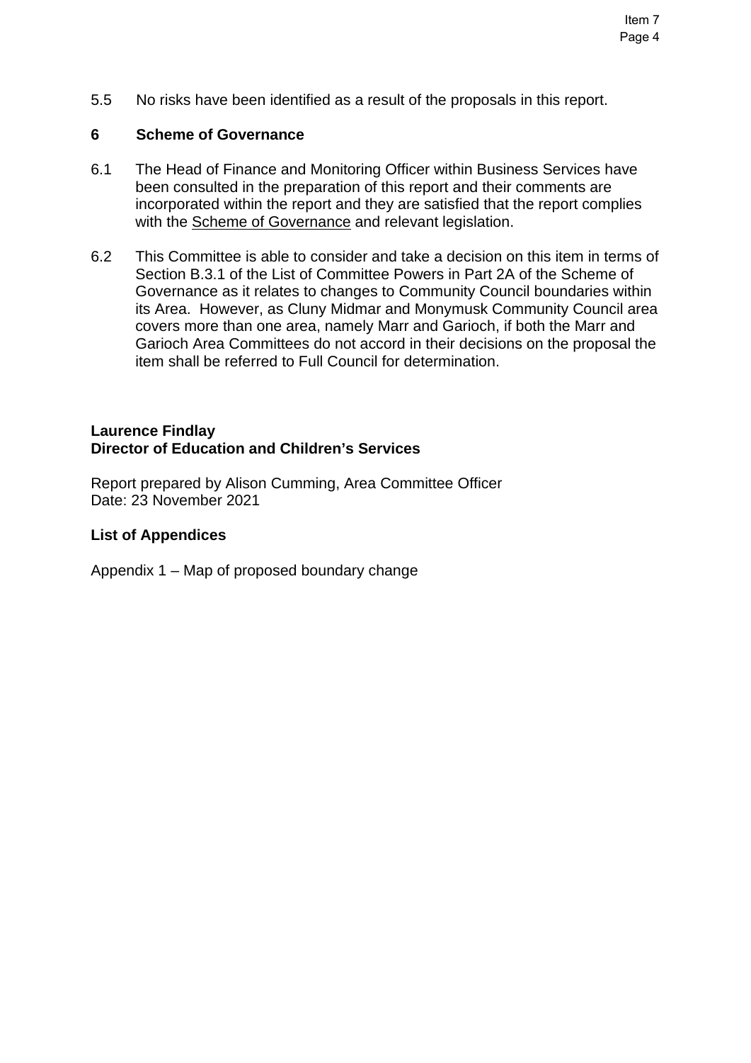5.5 No risks have been identified as a result of the proposals in this report.

## 6 Scheme of Governance

6.1 The Head of Finance and Monitoring Officer within Business Services have been consulted in the preparation of this report and their comments are incorporated within the report and they are satisfied that the report complies with the Scheme of Governance and relevant legislation.

6.2 This Committee is able to consider and take a decision on this item in terms of Section B.3.1 of the List of Committee Powers in Part 2A of the Scheme of Governance as it relates to changes to Community Council boundaries within its Area. However, as Cluny Midmar and Monymusk Community Council area covers more than one area, namely Marr and Garioch, if both the Marr and Garioch Area Committees do not accord in their decisions on the proposal the item shall be referred to Full Council for determination.

**Laurence Findlay**
**Director of Education and Children's Services**

Report prepared by Alison Cumming, Area Committee Officer
Date: 23 November 2021

**List of Appendices**

Appendix 1 – Map of proposed boundary change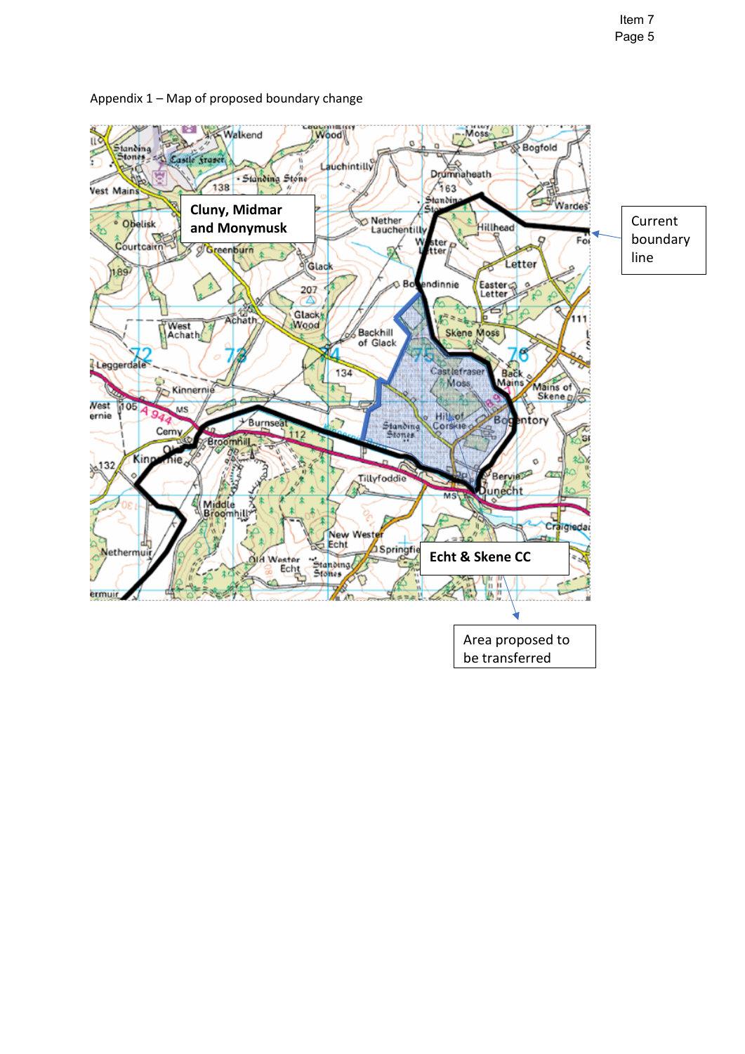Appendix 1 – Map of proposed boundary change

Cluny, Midmar and Monymusk

Current boundary line

Echt & Skene CC

Area proposed to be transferred